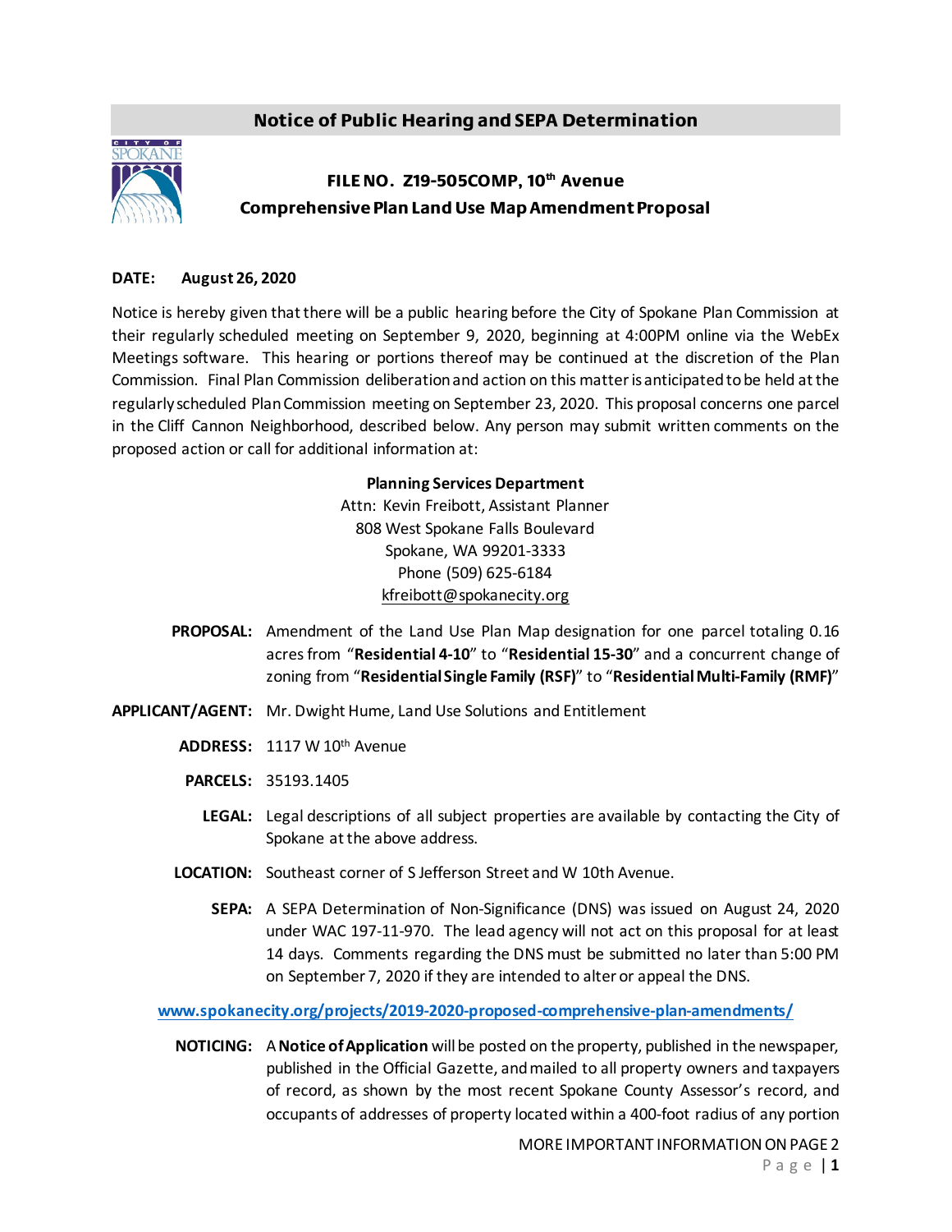# Notice of Public Hearing and SEPA Determination

## FILE NO. Z19-505COMP, 10th Avenue Comprehensive Plan Land Use Map Amendment Proposal

**DATE:** **August 26, 2020**

Notice is hereby given that there will be a public hearing before the City of Spokane Plan Commission at their regularly scheduled meeting on September 9, 2020, beginning at 4:00PM online via the WebEx Meetings software. This hearing or portions thereof may be continued at the discretion of the Plan Commission. Final Plan Commission deliberation and action on this matter is anticipated to be held at the regularly scheduled Plan Commission meeting on September 23, 2020. This proposal concerns one parcel in the Cliff Cannon Neighborhood, described below. Any person may submit written comments on the proposed action or call for additional information at:

**Planning Services Department**
Attn: Kevin Freibott, Assistant Planner
808 West Spokane Falls Boulevard
Spokane, WA 99201-3333
Phone (509) 625-6184
kfreibott@spokanecity.org

**PROPOSAL:** Amendment of the Land Use Plan Map designation for one parcel totaling 0.16 acres from "**Residential 4-10**" to "**Residential 15-30**" and a concurrent change of zoning from "**Residential Single Family (RSF)**" to "**Residential Multi-Family (RMF)**"

**APPLICANT/AGENT:** Mr. Dwight Hume, Land Use Solutions and Entitlement

**ADDRESS:** 1117 W 10th Avenue

**PARCELS:** 35193.1405

**LEGAL:** Legal descriptions of all subject properties are available by contacting the City of Spokane at the above address.

**LOCATION:** Southeast corner of S Jefferson Street and W 10th Avenue.

**SEPA:** A SEPA Determination of Non-Significance (DNS) was issued on August 24, 2020 under WAC 197-11-970. The lead agency will not act on this proposal for at least 14 days. Comments regarding the DNS must be submitted no later than 5:00 PM on September 7, 2020 if they are intended to alter or appeal the DNS.

**www.spokanecity.org/projects/2019-2020-proposed-comprehensive-plan-amendments/**

**NOTICING:** A **Notice of Application** will be posted on the property, published in the newspaper, published in the Official Gazette, and mailed to all property owners and taxpayers of record, as shown by the most recent Spokane County Assessor's record, and occupants of addresses of property located within a 400-foot radius of any portion

MORE IMPORTANT INFORMATION ON PAGE 2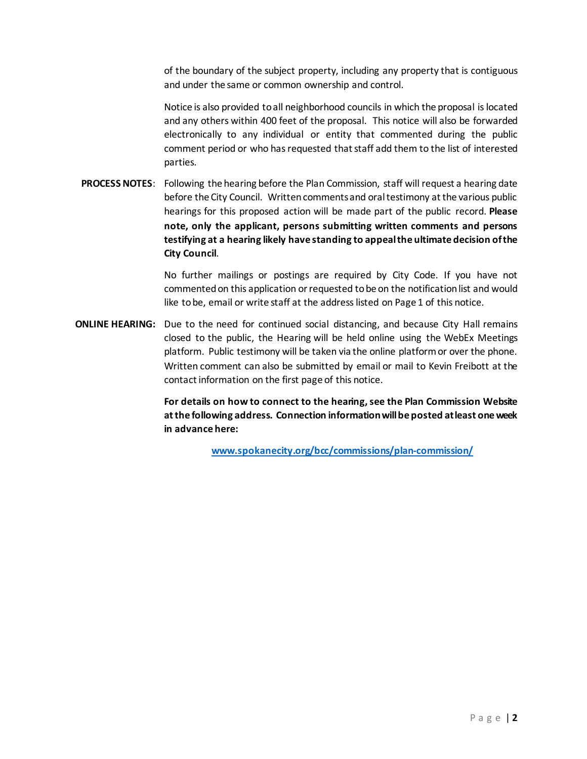of the boundary of the subject property, including any property that is contiguous and under the same or common ownership and control.

Notice is also provided to all neighborhood councils in which the proposal is located and any others within 400 feet of the proposal. This notice will also be forwarded electronically to any individual or entity that commented during the public comment period or who has requested that staff add them to the list of interested parties.

**PROCESS NOTES**: Following the hearing before the Plan Commission, staff will request a hearing date before the City Council. Written comments and oral testimony at the various public hearings for this proposed action will be made part of the public record. **Please note, only the applicant, persons submitting written comments and persons testifying at a hearing likely have standing to appeal the ultimate decision of the City Council**.

No further mailings or postings are required by City Code. If you have not commented on this application or requested to be on the notification list and would like to be, email or write staff at the address listed on Page 1 of this notice.

**ONLINE HEARING:** Due to the need for continued social distancing, and because City Hall remains closed to the public, the Hearing will be held online using the WebEx Meetings platform. Public testimony will be taken via the online platform or over the phone. Written comment can also be submitted by email or mail to Kevin Freibott at the contact information on the first page of this notice.

**For details on how to connect to the hearing, see the Plan Commission Website at the following address. Connection information will be posted at least one week in advance here:**

[www.spokanecity.org/bcc/commissions/plan-commission/](http://www.spokanecity.org/bcc/commissions/plan-commission/)